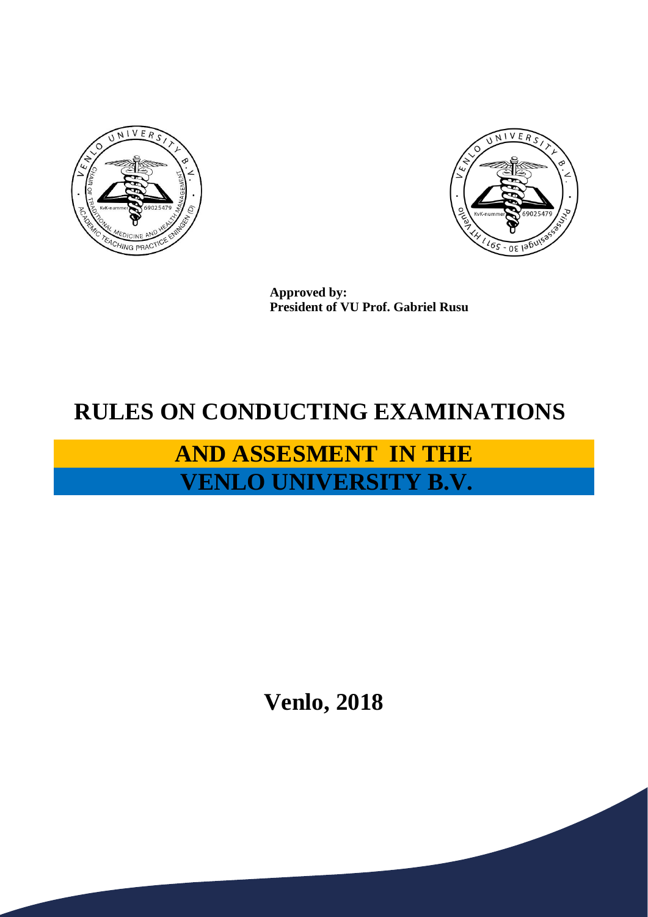**Approved by:**
**President of VU Prof. Gabriel Rusu**

# RULES ON CONDUCTING EXAMINATIONS

# AND ASSESMENT IN THE VENLO UNIVERSITY B.V.

**Venlo, 2018**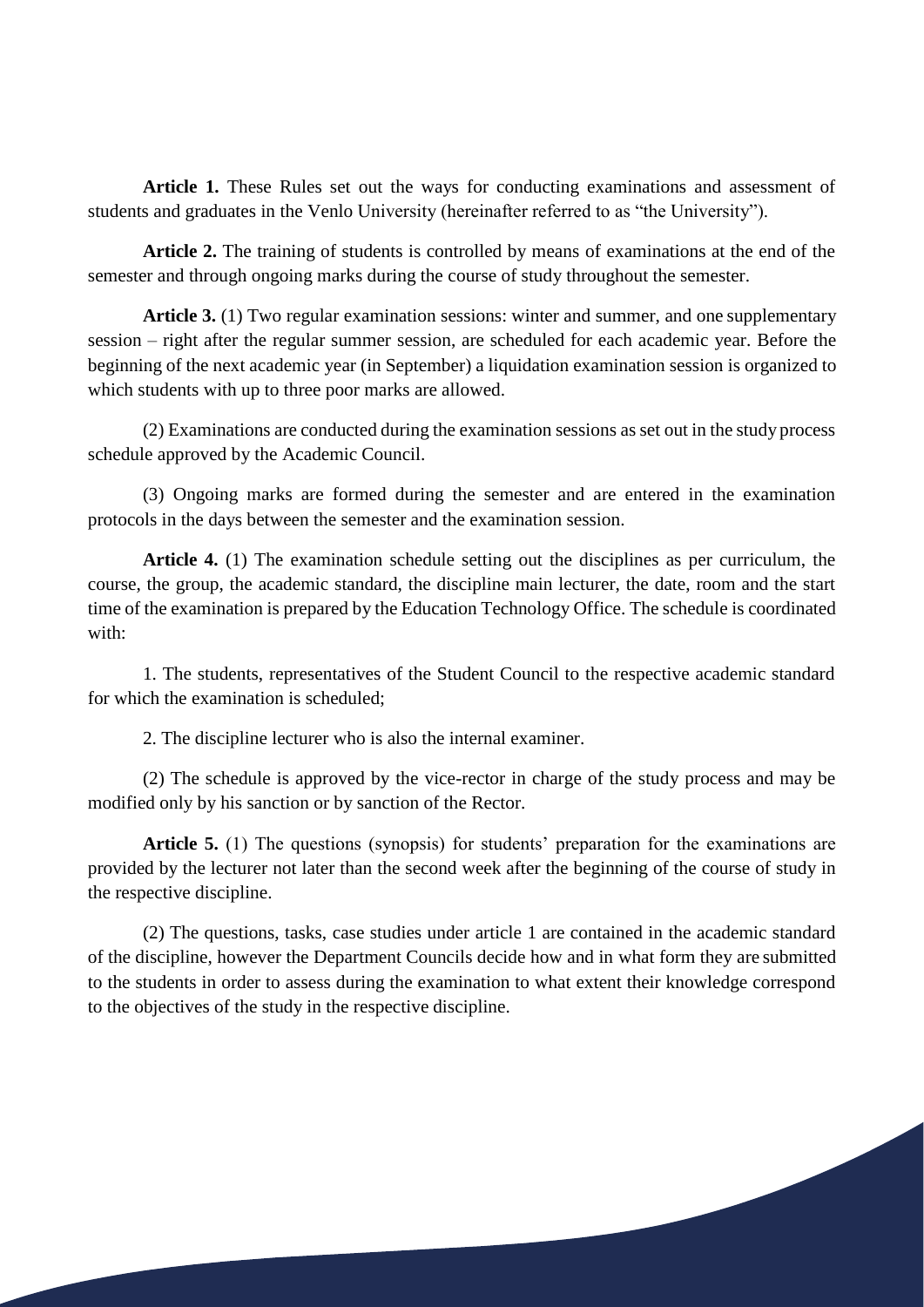**Article 1.** These Rules set out the ways for conducting examinations and assessment of students and graduates in the Venlo University (hereinafter referred to as "the University").

**Article 2.** The training of students is controlled by means of examinations at the end of the semester and through ongoing marks during the course of study throughout the semester.

**Article 3.** (1) Two regular examination sessions: winter and summer, and one supplementary session – right after the regular summer session, are scheduled for each academic year. Before the beginning of the next academic year (in September) a liquidation examination session is organized to which students with up to three poor marks are allowed.

(2) Examinations are conducted during the examination sessions as set out in the study process schedule approved by the Academic Council.

(3) Ongoing marks are formed during the semester and are entered in the examination protocols in the days between the semester and the examination session.

**Article 4.** (1) The examination schedule setting out the disciplines as per curriculum, the course, the group, the academic standard, the discipline main lecturer, the date, room and the start time of the examination is prepared by the Education Technology Office. The schedule is coordinated with:

1. The students, representatives of the Student Council to the respective academic standard for which the examination is scheduled;

2. The discipline lecturer who is also the internal examiner.

(2) The schedule is approved by the vice-rector in charge of the study process and may be modified only by his sanction or by sanction of the Rector.

**Article 5.** (1) The questions (synopsis) for students' preparation for the examinations are provided by the lecturer not later than the second week after the beginning of the course of study in the respective discipline.

(2) The questions, tasks, case studies under article 1 are contained in the academic standard of the discipline, however the Department Councils decide how and in what form they are submitted to the students in order to assess during the examination to what extent their knowledge correspond to the objectives of the study in the respective discipline.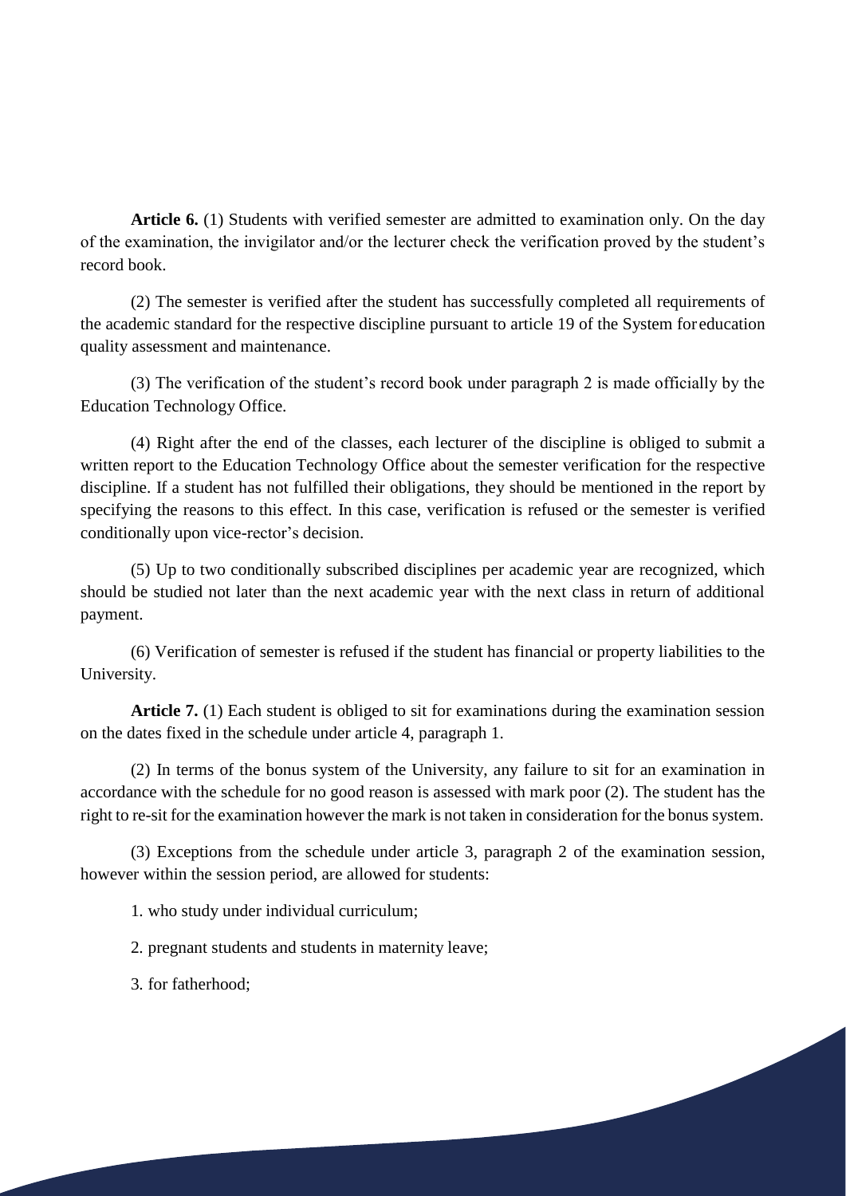**Article 6.** (1) Students with verified semester are admitted to examination only. On the day of the examination, the invigilator and/or the lecturer check the verification proved by the student's record book.

(2) The semester is verified after the student has successfully completed all requirements of the academic standard for the respective discipline pursuant to article 19 of the System for education quality assessment and maintenance.

(3) The verification of the student's record book under paragraph 2 is made officially by the Education Technology Office.

(4) Right after the end of the classes, each lecturer of the discipline is obliged to submit a written report to the Education Technology Office about the semester verification for the respective discipline. If a student has not fulfilled their obligations, they should be mentioned in the report by specifying the reasons to this effect. In this case, verification is refused or the semester is verified conditionally upon vice-rector's decision.

(5) Up to two conditionally subscribed disciplines per academic year are recognized, which should be studied not later than the next academic year with the next class in return of additional payment.

(6) Verification of semester is refused if the student has financial or property liabilities to the University.

**Article 7.** (1) Each student is obliged to sit for examinations during the examination session on the dates fixed in the schedule under article 4, paragraph 1.

(2) In terms of the bonus system of the University, any failure to sit for an examination in accordance with the schedule for no good reason is assessed with mark poor (2). The student has the right to re-sit for the examination however the mark is not taken in consideration for the bonus system.

(3) Exceptions from the schedule under article 3, paragraph 2 of the examination session, however within the session period, are allowed for students:

1. who study under individual curriculum;

2. pregnant students and students in maternity leave;

3. for fatherhood;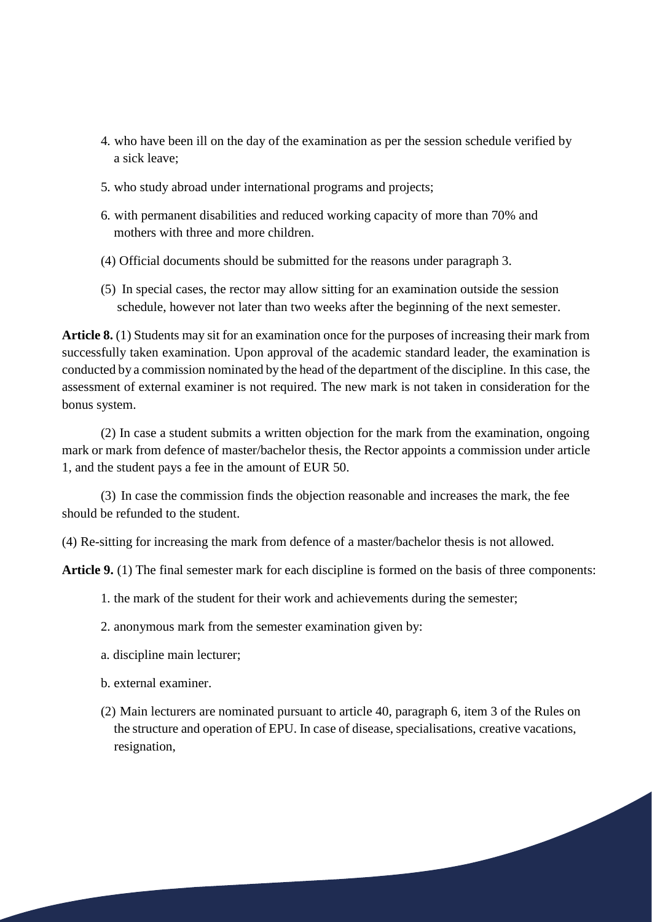4. who have been ill on the day of the examination as per the session schedule verified by a sick leave;

5. who study abroad under international programs and projects;

6. with permanent disabilities and reduced working capacity of more than 70% and mothers with three and more children.

(4) Official documents should be submitted for the reasons under paragraph 3.

(5) In special cases, the rector may allow sitting for an examination outside the session schedule, however not later than two weeks after the beginning of the next semester.

**Article 8.** (1) Students may sit for an examination once for the purposes of increasing their mark from successfully taken examination. Upon approval of the academic standard leader, the examination is conducted by a commission nominated by the head of the department of the discipline. In this case, the assessment of external examiner is not required. The new mark is not taken in consideration for the bonus system.

(2) In case a student submits a written objection for the mark from the examination, ongoing mark or mark from defence of master/bachelor thesis, the Rector appoints a commission under article 1, and the student pays a fee in the amount of EUR 50.

(3) In case the commission finds the objection reasonable and increases the mark, the fee should be refunded to the student.

(4) Re-sitting for increasing the mark from defence of a master/bachelor thesis is not allowed.

**Article 9.** (1) The final semester mark for each discipline is formed on the basis of three components:

1. the mark of the student for their work and achievements during the semester;

2. anonymous mark from the semester examination given by:

a. discipline main lecturer;

b. external examiner.

(2) Main lecturers are nominated pursuant to article 40, paragraph 6, item 3 of the Rules on the structure and operation of EPU. In case of disease, specialisations, creative vacations, resignation,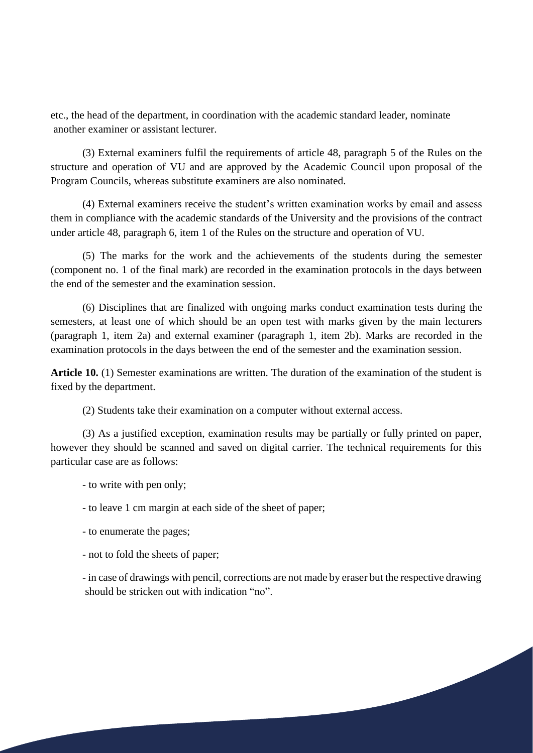etc., the head of the department, in coordination with the academic standard leader, nominate another examiner or assistant lecturer.

(3) External examiners fulfil the requirements of article 48, paragraph 5 of the Rules on the structure and operation of VU and are approved by the Academic Council upon proposal of the Program Councils, whereas substitute examiners are also nominated.

(4) External examiners receive the student's written examination works by email and assess them in compliance with the academic standards of the University and the provisions of the contract under article 48, paragraph 6, item 1 of the Rules on the structure and operation of VU.

(5) The marks for the work and the achievements of the students during the semester (component no. 1 of the final mark) are recorded in the examination protocols in the days between the end of the semester and the examination session.

(6) Disciplines that are finalized with ongoing marks conduct examination tests during the semesters, at least one of which should be an open test with marks given by the main lecturers (paragraph 1, item 2a) and external examiner (paragraph 1, item 2b). Marks are recorded in the examination protocols in the days between the end of the semester and the examination session.

**Article 10.** (1) Semester examinations are written. The duration of the examination of the student is fixed by the department.

(2) Students take their examination on a computer without external access.

(3) As a justified exception, examination results may be partially or fully printed on paper, however they should be scanned and saved on digital carrier. The technical requirements for this particular case are as follows:

- to write with pen only;
- to leave 1 cm margin at each side of the sheet of paper;
- to enumerate the pages;
- not to fold the sheets of paper;
- in case of drawings with pencil, corrections are not made by eraser but the respective drawing should be stricken out with indication "no".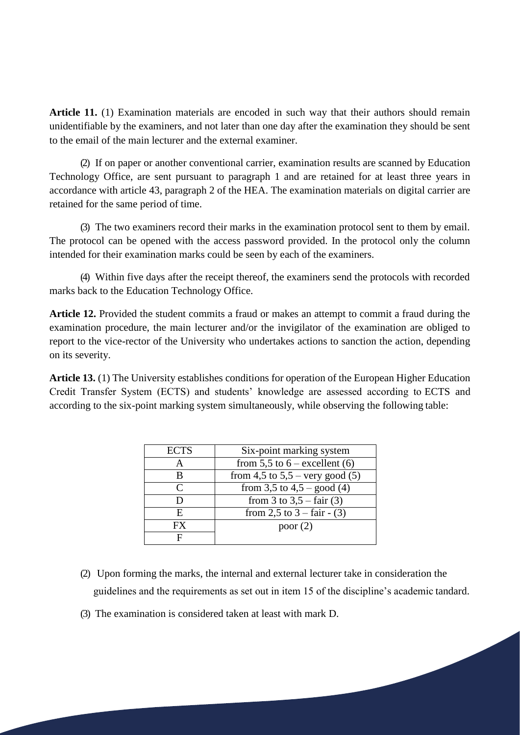**Article 11.** (1) Examination materials are encoded in such way that their authors should remain unidentifiable by the examiners, and not later than one day after the examination they should be sent to the email of the main lecturer and the external examiner.

(2) If on paper or another conventional carrier, examination results are scanned by Education Technology Office, are sent pursuant to paragraph 1 and are retained for at least three years in accordance with article 43, paragraph 2 of the HEA. The examination materials on digital carrier are retained for the same period of time.

(3) The two examiners record their marks in the examination protocol sent to them by email. The protocol can be opened with the access password provided. In the protocol only the column intended for their examination marks could be seen by each of the examiners.

(4) Within five days after the receipt thereof, the examiners send the protocols with recorded marks back to the Education Technology Office.

**Article 12.** Provided the student commits a fraud or makes an attempt to commit a fraud during the examination procedure, the main lecturer and/or the invigilator of the examination are obliged to report to the vice-rector of the University who undertakes actions to sanction the action, depending on its severity.

**Article 13.** (1) The University establishes conditions for operation of the European Higher Education Credit Transfer System (ECTS) and students' knowledge are assessed according to ECTS and according to the six-point marking system simultaneously, while observing the following table:

| ECTS | Six-point marking system |
|---|---|
| A | from 5,5 to 6 – excellent (6) |
| B | from 4,5 to 5,5 – very good (5) |
| C | from 3,5 to 4,5 – good (4) |
| D | from 3 to 3,5 – fair (3) |
| E | from 2,5 to 3 – fair - (3) |
| FX | poor (2) |
| F | |

(2) Upon forming the marks, the internal and external lecturer take in consideration the guidelines and the requirements as set out in item 15 of the discipline's academic tandard.

(3) The examination is considered taken at least with mark D.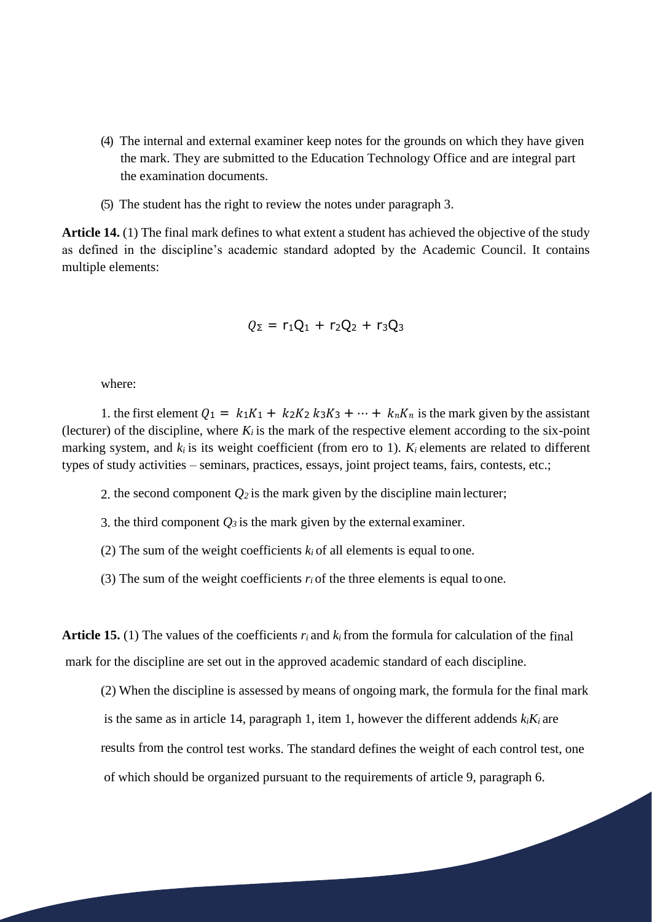(4) The internal and external examiner keep notes for the grounds on which they have given the mark. They are submitted to the Education Technology Office and are integral part the examination documents.

(5) The student has the right to review the notes under paragraph 3.

**Article 14.** (1) The final mark defines to what extent a student has achieved the objective of the study as defined in the discipline's academic standard adopted by the Academic Council. It contains multiple elements:

$$Q_{\Sigma} = r_1 Q_1 + r_2 Q_2 + r_3 Q_3$$

where:

1. the first element $Q_1 = k_1 K_1 + k_2 K_2 \; k_3 K_3 + \cdots + k_n K_n$ is the mark given by the assistant (lecturer) of the discipline, where $K_i$ is the mark of the respective element according to the six-point marking system, and $k_i$ is its weight coefficient (from ero to 1). $K_i$ elements are related to different types of study activities – seminars, practices, essays, joint project teams, fairs, contests, etc.;

2. the second component $Q_2$ is the mark given by the discipline main lecturer;

3. the third component $Q_3$ is the mark given by the external examiner.

(2) The sum of the weight coefficients $k_i$ of all elements is equal to one.

(3) The sum of the weight coefficients $r_i$ of the three elements is equal to one.

**Article 15.** (1) The values of the coefficients $r_i$ and $k_i$ from the formula for calculation of the final mark for the discipline are set out in the approved academic standard of each discipline.

(2) When the discipline is assessed by means of ongoing mark, the formula for the final mark is the same as in article 14, paragraph 1, item 1, however the different addends $k_i K_i$ are results from the control test works. The standard defines the weight of each control test, one of which should be organized pursuant to the requirements of article 9, paragraph 6.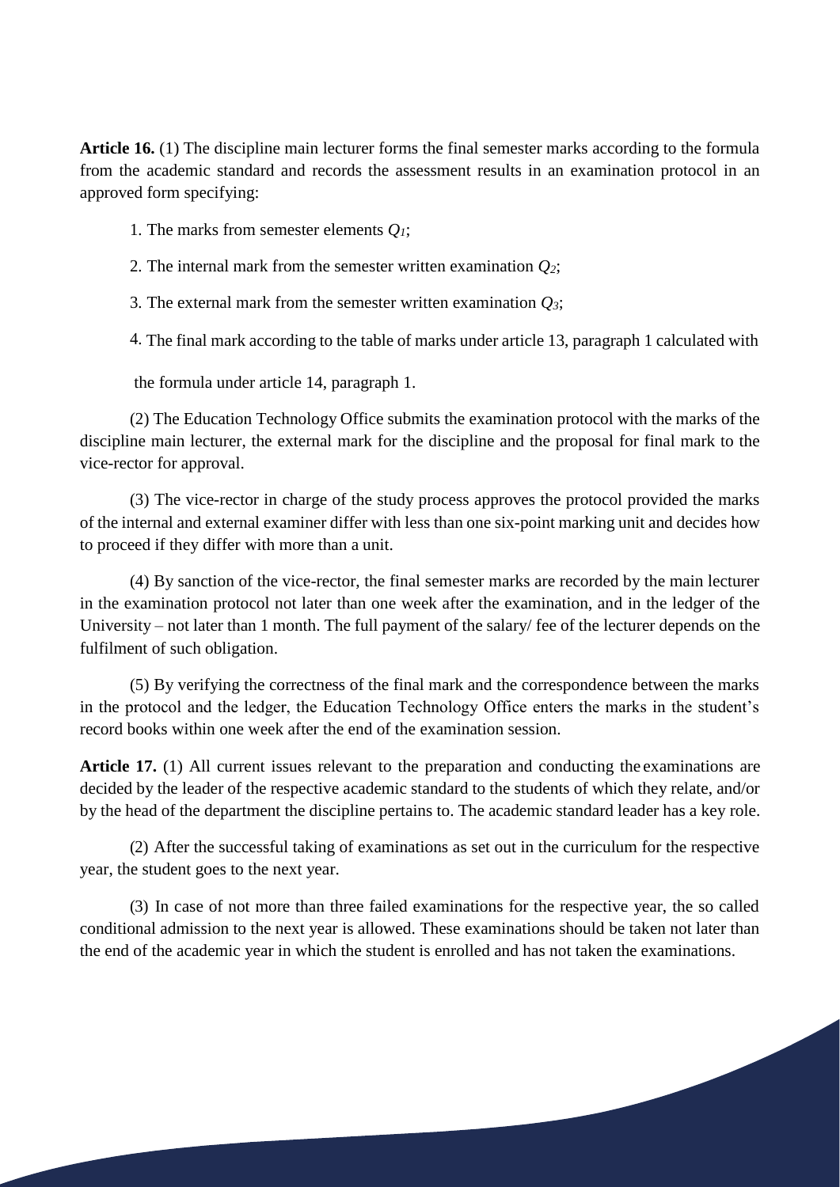**Article 16.** (1) The discipline main lecturer forms the final semester marks according to the formula from the academic standard and records the assessment results in an examination protocol in an approved form specifying:

1. The marks from semester elements $Q_1$;
2. The internal mark from the semester written examination $Q_2$;
3. The external mark from the semester written examination $Q_3$;
4. The final mark according to the table of marks under article 13, paragraph 1 calculated with the formula under article 14, paragraph 1.

(2) The Education Technology Office submits the examination protocol with the marks of the discipline main lecturer, the external mark for the discipline and the proposal for final mark to the vice-rector for approval.

(3) The vice-rector in charge of the study process approves the protocol provided the marks of the internal and external examiner differ with less than one six-point marking unit and decides how to proceed if they differ with more than a unit.

(4) By sanction of the vice-rector, the final semester marks are recorded by the main lecturer in the examination protocol not later than one week after the examination, and in the ledger of the University – not later than 1 month. The full payment of the salary/ fee of the lecturer depends on the fulfilment of such obligation.

(5) By verifying the correctness of the final mark and the correspondence between the marks in the protocol and the ledger, the Education Technology Office enters the marks in the student's record books within one week after the end of the examination session.

**Article 17.** (1) All current issues relevant to the preparation and conducting the examinations are decided by the leader of the respective academic standard to the students of which they relate, and/or by the head of the department the discipline pertains to. The academic standard leader has a key role.

(2) After the successful taking of examinations as set out in the curriculum for the respective year, the student goes to the next year.

(3) In case of not more than three failed examinations for the respective year, the so called conditional admission to the next year is allowed. These examinations should be taken not later than the end of the academic year in which the student is enrolled and has not taken the examinations.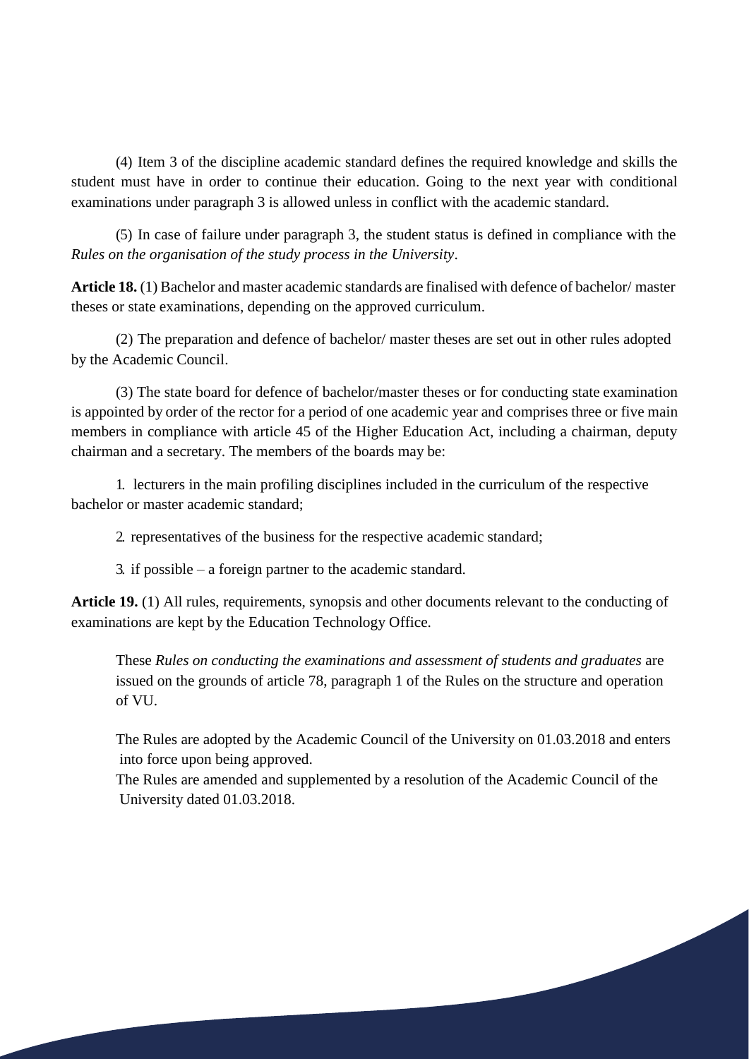(4) Item 3 of the discipline academic standard defines the required knowledge and skills the student must have in order to continue their education. Going to the next year with conditional examinations under paragraph 3 is allowed unless in conflict with the academic standard.

(5) In case of failure under paragraph 3, the student status is defined in compliance with the *Rules on the organisation of the study process in the University*.

**Article 18.** (1) Bachelor and master academic standards are finalised with defence of bachelor/ master theses or state examinations, depending on the approved curriculum.

(2) The preparation and defence of bachelor/ master theses are set out in other rules adopted by the Academic Council.

(3) The state board for defence of bachelor/master theses or for conducting state examination is appointed by order of the rector for a period of one academic year and comprises three or five main members in compliance with article 45 of the Higher Education Act, including a chairman, deputy chairman and a secretary. The members of the boards may be:

1. lecturers in the main profiling disciplines included in the curriculum of the respective bachelor or master academic standard;

2. representatives of the business for the respective academic standard;

3. if possible – a foreign partner to the academic standard.

**Article 19.** (1) All rules, requirements, synopsis and other documents relevant to the conducting of examinations are kept by the Education Technology Office.

These *Rules on conducting the examinations and assessment of students and graduates* are issued on the grounds of article 78, paragraph 1 of the Rules on the structure and operation of VU.

The Rules are adopted by the Academic Council of the University on 01.03.2018 and enters into force upon being approved.

The Rules are amended and supplemented by a resolution of the Academic Council of the University dated 01.03.2018.